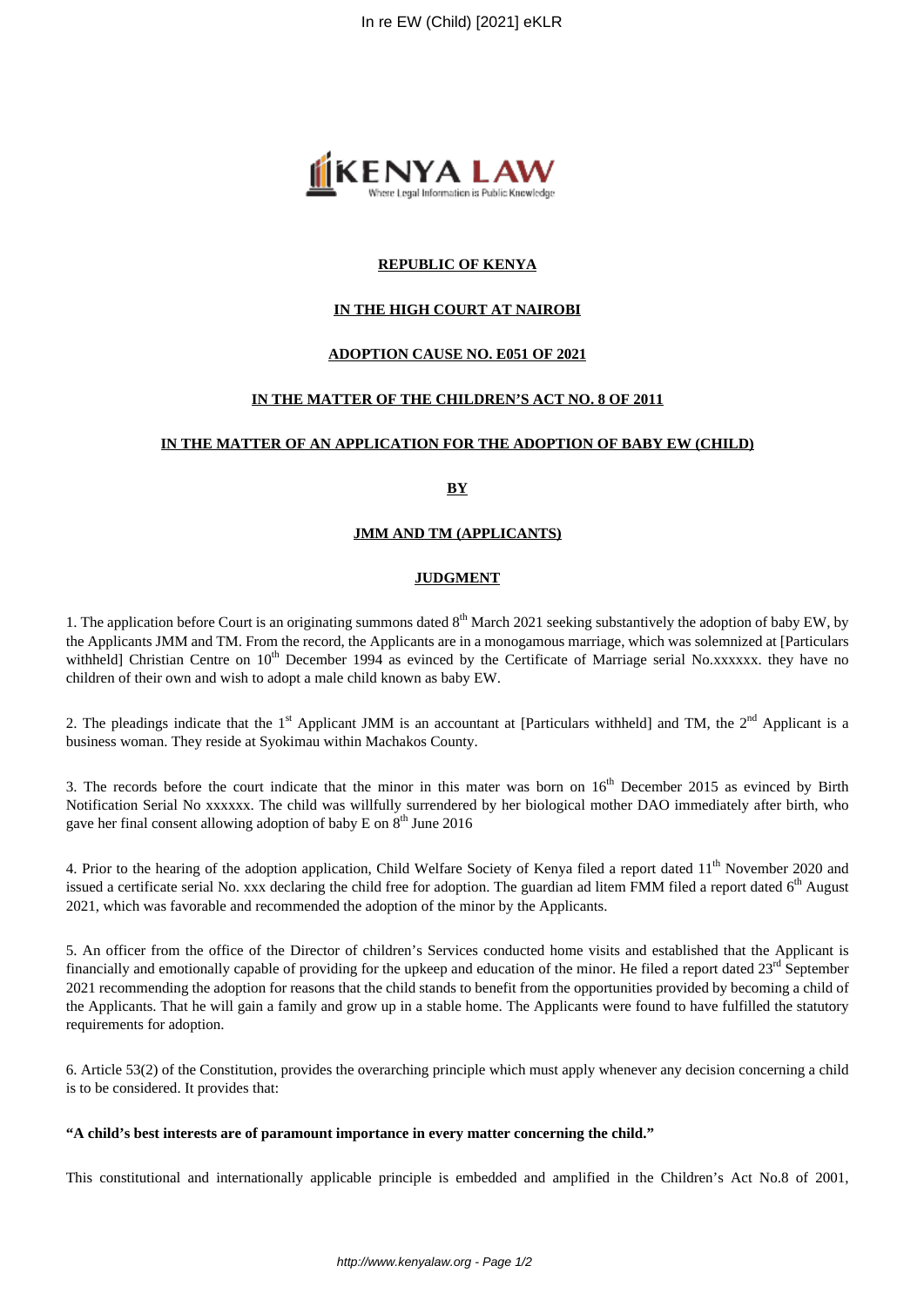**REPUBLIC OF KENYA**

**IN THE HIGH COURT AT NAIROBI**

**ADOPTION CAUSE NO. E051 OF 2021**

**IN THE MATTER OF THE CHILDREN'S ACT NO. 8 OF 2011**

**IN THE MATTER OF AN APPLICATION FOR THE ADOPTION OF BABY EW (CHILD)**

**BY**

**JMM AND TM (APPLICANTS)**

**JUDGMENT**

1. The application before Court is an originating summons dated 8th March 2021 seeking substantively the adoption of baby EW, by the Applicants JMM and TM. From the record, the Applicants are in a monogamous marriage, which was solemnized at [Particulars withheld] Christian Centre on 10th December 1994 as evinced by the Certificate of Marriage serial No.xxxxxx. they have no children of their own and wish to adopt a male child known as baby EW.

2. The pleadings indicate that the 1st Applicant JMM is an accountant at [Particulars withheld] and TM, the 2nd Applicant is a business woman. They reside at Syokimau within Machakos County.

3. The records before the court indicate that the minor in this mater was born on 16th December 2015 as evinced by Birth Notification Serial No xxxxxx. The child was willfully surrendered by her biological mother DAO immediately after birth, who gave her final consent allowing adoption of baby E on 8th June 2016

4. Prior to the hearing of the adoption application, Child Welfare Society of Kenya filed a report dated 11th November 2020 and issued a certificate serial No. xxx declaring the child free for adoption. The guardian ad litem FMM filed a report dated 6th August 2021, which was favorable and recommended the adoption of the minor by the Applicants.

5. An officer from the office of the Director of children's Services conducted home visits and established that the Applicant is financially and emotionally capable of providing for the upkeep and education of the minor. He filed a report dated 23rd September 2021 recommending the adoption for reasons that the child stands to benefit from the opportunities provided by becoming a child of the Applicants. That he will gain a family and grow up in a stable home. The Applicants were found to have fulfilled the statutory requirements for adoption.

6. Article 53(2) of the Constitution, provides the overarching principle which must apply whenever any decision concerning a child is to be considered. It provides that:

**"A child's best interests are of paramount importance in every matter concerning the child."**

This constitutional and internationally applicable principle is embedded and amplified in the Children's Act No.8 of 2001,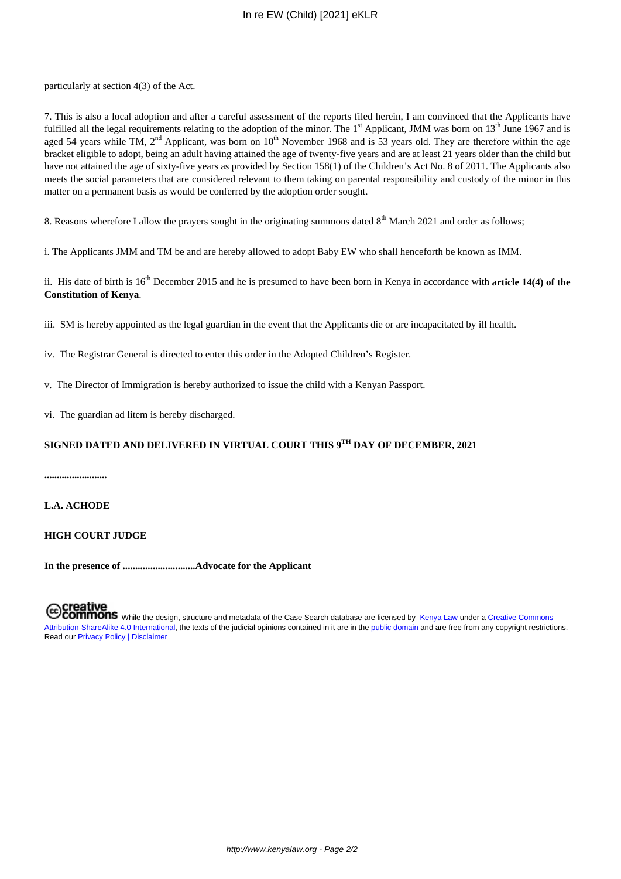particularly at section 4(3) of the Act.

7. This is also a local adoption and after a careful assessment of the reports filed herein, I am convinced that the Applicants have fulfilled all the legal requirements relating to the adoption of the minor. The 1st Applicant, JMM was born on 13th June 1967 and is aged 54 years while TM, 2nd Applicant, was born on 10th November 1968 and is 53 years old. They are therefore within the age bracket eligible to adopt, being an adult having attained the age of twenty-five years and are at least 21 years older than the child but have not attained the age of sixty-five years as provided by Section 158(1) of the Children's Act No. 8 of 2011. The Applicants also meets the social parameters that are considered relevant to them taking on parental responsibility and custody of the minor in this matter on a permanent basis as would be conferred by the adoption order sought.

8. Reasons wherefore I allow the prayers sought in the originating summons dated 8th March 2021 and order as follows;

i. The Applicants JMM and TM be and are hereby allowed to adopt Baby EW who shall henceforth be known as IMM.

ii. His date of birth is 16th December 2015 and he is presumed to have been born in Kenya in accordance with **article 14(4) of the Constitution of Kenya**.

iii. SM is hereby appointed as the legal guardian in the event that the Applicants die or are incapacitated by ill health.

iv. The Registrar General is directed to enter this order in the Adopted Children's Register.

v. The Director of Immigration is hereby authorized to issue the child with a Kenyan Passport.

vi. The guardian ad litem is hereby discharged.

**SIGNED DATED AND DELIVERED IN VIRTUAL COURT THIS 9TH DAY OF DECEMBER, 2021**

**.........................**

**L.A. ACHODE**

**HIGH COURT JUDGE**

**In the presence of ............................Advocate for the Applicant**

While the design, structure and metadata of the Case Search database are licensed by Kenya Law under a Creative Commons Attribution-ShareAlike 4.0 International, the texts of the judicial opinions contained in it are in the public domain and are free from any copyright restrictions. Read our Privacy Policy | Disclaimer